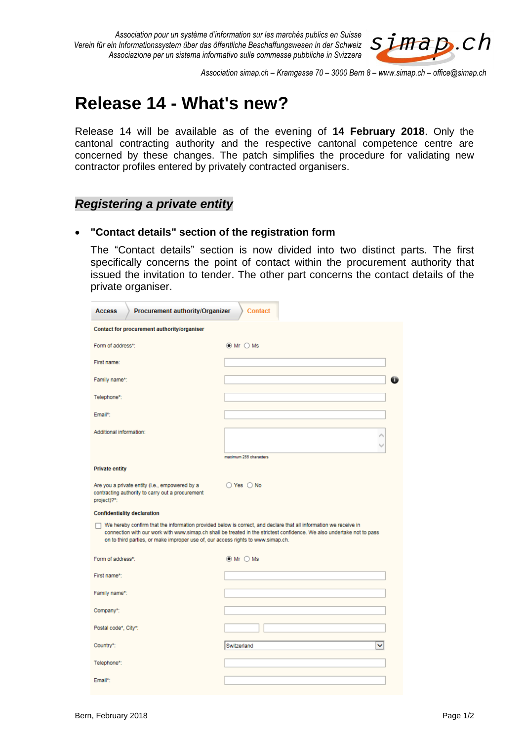*Association pour un système d'information sur les marchés publics en Suisse*
*Verein für ein Informationssystem über das öffentliche Beschaffungswesen in der Schweiz*
*Associazione per un sistema informativo sulle commesse pubbliche in Svizzera*

*Association simap.ch – Kramgasse 70 – 3000 Bern 8 – www.simap.ch – office@simap.ch*

# Release 14 - What's new?

Release 14 will be available as of the evening of **14 February 2018**. Only the cantonal contracting authority and the respective cantonal competence centre are concerned by these changes. The patch simplifies the procedure for validating new contractor profiles entered by privately contracted organisers.

## *Registering a private entity*

- **"Contact details" section of the registration form**

  The "Contact details" section is now divided into two distinct parts. The first specifically concerns the point of contact within the procurement authority that issued the invitation to tender. The other part concerns the contact details of the private organiser.

Access | Procurement authority/Organizer | Contact

**Contact for procurement authority/organiser**

Form of address*: ◉ Mr ◯ Ms

First name:

Family name*:

Telephone*:

Email*:

Additional information:

maximum 255 characters

**Private entity**

Are you a private entity (i.e., empowered by a contracting authority to carry out a procurement project)?*: ◯ Yes ◯ No

**Confidentiality declaration**

☐ We hereby confirm that the information provided below is correct, and declare that all information we receive in connection with our work with www.simap.ch shall be treated in the strictest confidence. We also undertake not to pass on to third parties, or make improper use of, our access rights to www.simap.ch.

Form of address*: ◉ Mr ◯ Ms

First name*:

Family name*:

Company*:

Postal code*, City*:

Country*: Switzerland

Telephone*:

Email*:

Bern, February 2018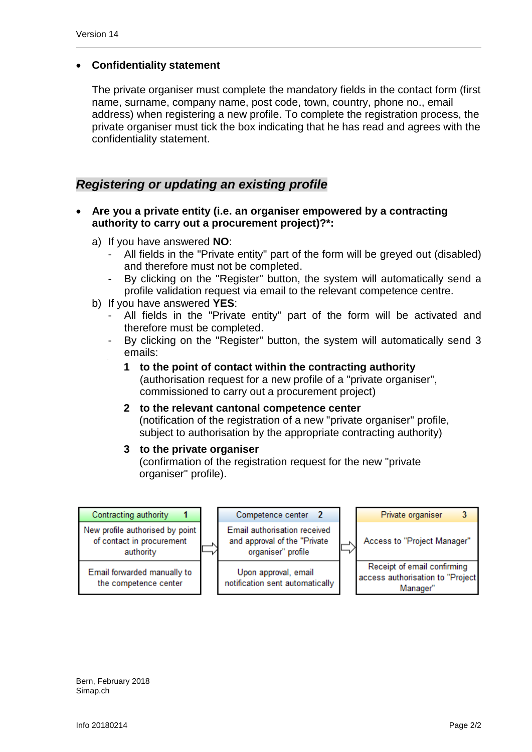- **Confidentiality statement**

  The private organiser must complete the mandatory fields in the contact form (first name, surname, company name, post code, town, country, phone no., email address) when registering a new profile. To complete the registration process, the private organiser must tick the box indicating that he has read and agrees with the confidentiality statement.

## *Registering or updating an existing profile*

- **Are you a private entity (i.e. an organiser empowered by a contracting authority to carry out a procurement project)?*:**

  a) If you have answered **NO**:
     - All fields in the "Private entity" part of the form will be greyed out (disabled) and therefore must not be completed.
     - By clicking on the "Register" button, the system will automatically send a profile validation request via email to the relevant competence centre.

  b) If you have answered **YES**:
     - All fields in the "Private entity" part of the form will be activated and therefore must be completed.
     - By clicking on the "Register" button, the system will automatically send 3 emails:

       **1 to the point of contact within the contracting authority**
       (authorisation request for a new profile of a "private organiser", commissioned to carry out a procurement project)

       **2 to the relevant cantonal competence center**
       (notification of the registration of a new "private organiser" profile, subject to authorisation by the appropriate contracting authority)

       **3 to the private organiser**
       (confirmation of the registration request for the new "private organiser" profile).

| Contracting authority 1 | Competence center 2 | Private organiser 3 |
|---|---|---|
| New profile authorised by point of contact in procurement authority | Email authorisation received and approval of the "Private organiser" profile | Access to "Project Manager" |
| Email forwarded manually to the competence center | Upon approval, email notification sent automatically | Receipt of email confirming access authorisation to "Project Manager" |

Bern, February 2018
Simap.ch